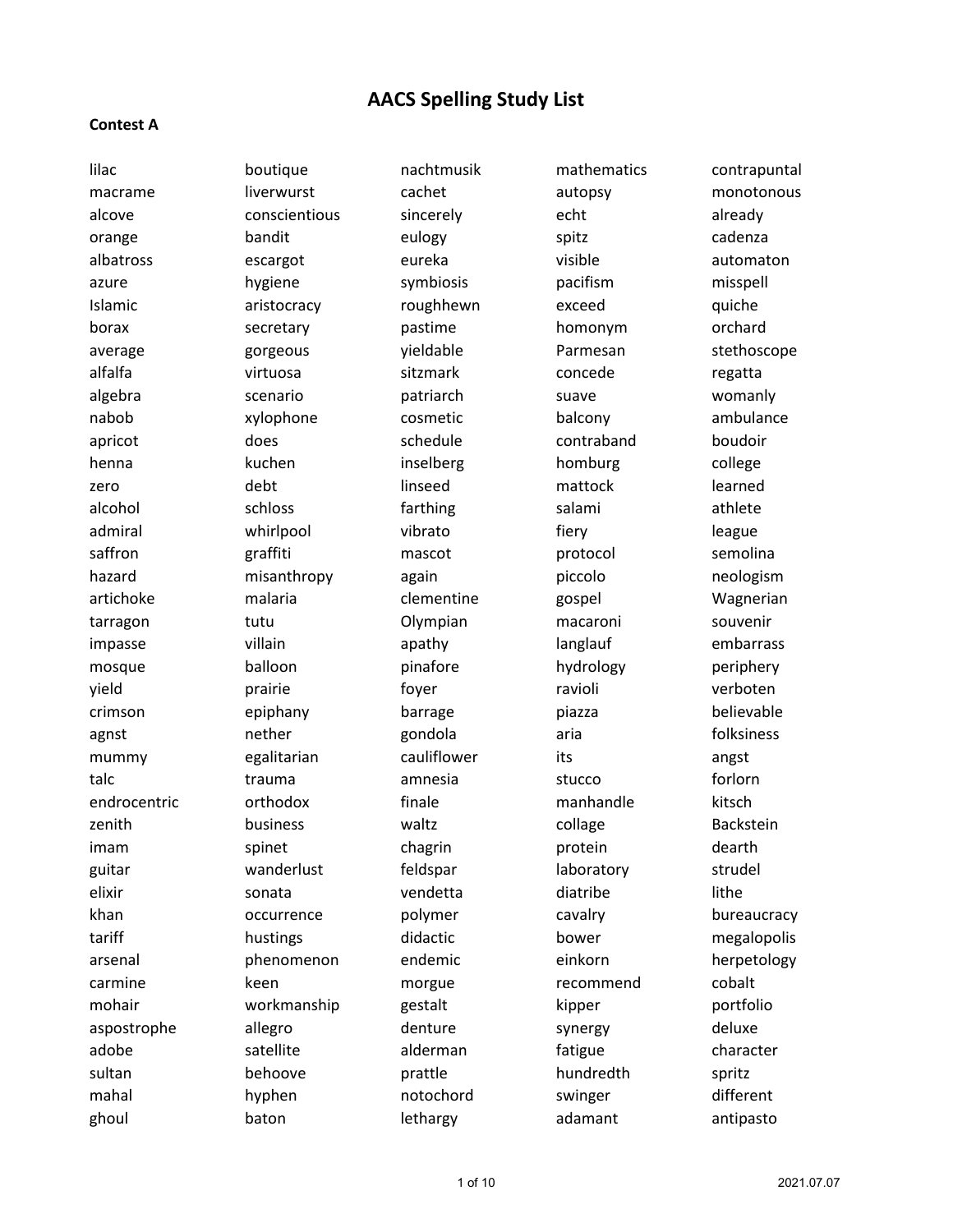# AACS Spelling Study List

**Contest A**

| | | | | |
|---|---|---|---|---|
| lilac | boutique | nachtmusik | mathematics | contrapuntal |
| macrame | liverwurst | cachet | autopsy | monotonous |
| alcove | conscientious | sincerely | echt | already |
| orange | bandit | eulogy | spitz | cadenza |
| albatross | escargot | eureka | visible | automaton |
| azure | hygiene | symbiosis | pacifism | misspell |
| Islamic | aristocracy | roughhewn | exceed | quiche |
| borax | secretary | pastime | homonym | orchard |
| average | gorgeous | yieldable | Parmesan | stethoscope |
| alfalfa | virtuosa | sitzmark | concede | regatta |
| algebra | scenario | patriarch | suave | womanly |
| nabob | xylophone | cosmetic | balcony | ambulance |
| apricot | does | schedule | contraband | boudoir |
| henna | kuchen | inselberg | homburg | college |
| zero | debt | linseed | mattock | learned |
| alcohol | schloss | farthing | salami | athlete |
| admiral | whirlpool | vibrato | fiery | league |
| saffron | graffiti | mascot | protocol | semolina |
| hazard | misanthropy | again | piccolo | neologism |
| artichoke | malaria | clementine | gospel | Wagnerian |
| tarragon | tutu | Olympian | macaroni | souvenir |
| impasse | villain | apathy | langlauf | embarrass |
| mosque | balloon | pinafore | hydrology | periphery |
| yield | prairie | foyer | ravioli | verboten |
| crimson | epiphany | barrage | piazza | believable |
| agnst | nether | gondola | aria | folksiness |
| mummy | egalitarian | cauliflower | its | angst |
| talc | trauma | amnesia | stucco | forlorn |
| endrocentric | orthodox | finale | manhandle | kitsch |
| zenith | business | waltz | collage | Backstein |
| imam | spinet | chagrin | protein | dearth |
| guitar | wanderlust | feldspar | laboratory | strudel |
| elixir | sonata | vendetta | diatribe | lithe |
| khan | occurrence | polymer | cavalry | bureaucracy |
| tariff | hustings | didactic | bower | megalopolis |
| arsenal | phenomenon | endemic | einkorn | herpetology |
| carmine | keen | morgue | recommend | cobalt |
| mohair | workmanship | gestalt | kipper | portfolio |
| aspostrophe | allegro | denture | synergy | deluxe |
| adobe | satellite | alderman | fatigue | character |
| sultan | behoove | prattle | hundredth | spritz |
| mahal | hyphen | notochord | swinger | different |
| ghoul | baton | lethargy | adamant | antipasto |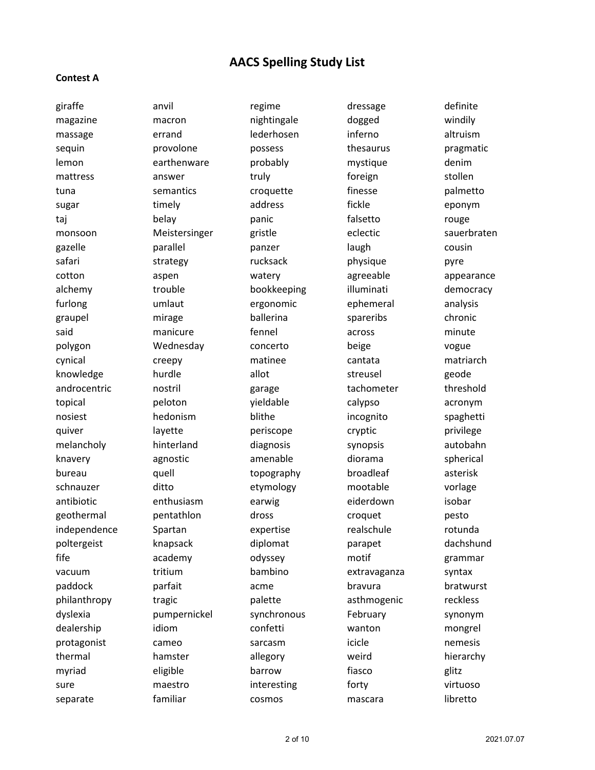# AACS Spelling Study List

**Contest A**

| | | | | |
|---|---|---|---|---|
| giraffe | anvil | regime | dressage | definite |
| magazine | macron | nightingale | dogged | windily |
| massage | errand | lederhosen | inferno | altruism |
| sequin | provolone | possess | thesaurus | pragmatic |
| lemon | earthenware | probably | mystique | denim |
| mattress | answer | truly | foreign | stollen |
| tuna | semantics | croquette | finesse | palmetto |
| sugar | timely | address | fickle | eponym |
| taj | belay | panic | falsetto | rouge |
| monsoon | Meistersinger | gristle | eclectic | sauerbraten |
| gazelle | parallel | panzer | laugh | cousin |
| safari | strategy | rucksack | physique | pyre |
| cotton | aspen | watery | agreeable | appearance |
| alchemy | trouble | bookkeeping | illuminati | democracy |
| furlong | umlaut | ergonomic | ephemeral | analysis |
| graupel | mirage | ballerina | spareribs | chronic |
| said | manicure | fennel | across | minute |
| polygon | Wednesday | concerto | beige | vogue |
| cynical | creepy | matinee | cantata | matriarch |
| knowledge | hurdle | allot | streusel | geode |
| androcentric | nostril | garage | tachometer | threshold |
| topical | peloton | yieldable | calypso | acronym |
| nosiest | hedonism | blithe | incognito | spaghetti |
| quiver | layette | periscope | cryptic | privilege |
| melancholy | hinterland | diagnosis | synopsis | autobahn |
| knavery | agnostic | amenable | diorama | spherical |
| bureau | quell | topography | broadleaf | asterisk |
| schnauzer | ditto | etymology | mootable | vorlage |
| antibiotic | enthusiasm | earwig | eiderdown | isobar |
| geothermal | pentathlon | dross | croquet | pesto |
| independence | Spartan | expertise | realschule | rotunda |
| poltergeist | knapsack | diplomat | parapet | dachshund |
| fife | academy | odyssey | motif | grammar |
| vacuum | tritium | bambino | extravaganza | syntax |
| paddock | parfait | acme | bravura | bratwurst |
| philanthropy | tragic | palette | asthmogenic | reckless |
| dyslexia | pumpernickel | synchronous | February | synonym |
| dealership | idiom | confetti | wanton | mongrel |
| protagonist | cameo | sarcasm | icicle | nemesis |
| thermal | hamster | allegory | weird | hierarchy |
| myriad | eligible | barrow | fiasco | glitz |
| sure | maestro | interesting | forty | virtuoso |
| separate | familiar | cosmos | mascara | libretto |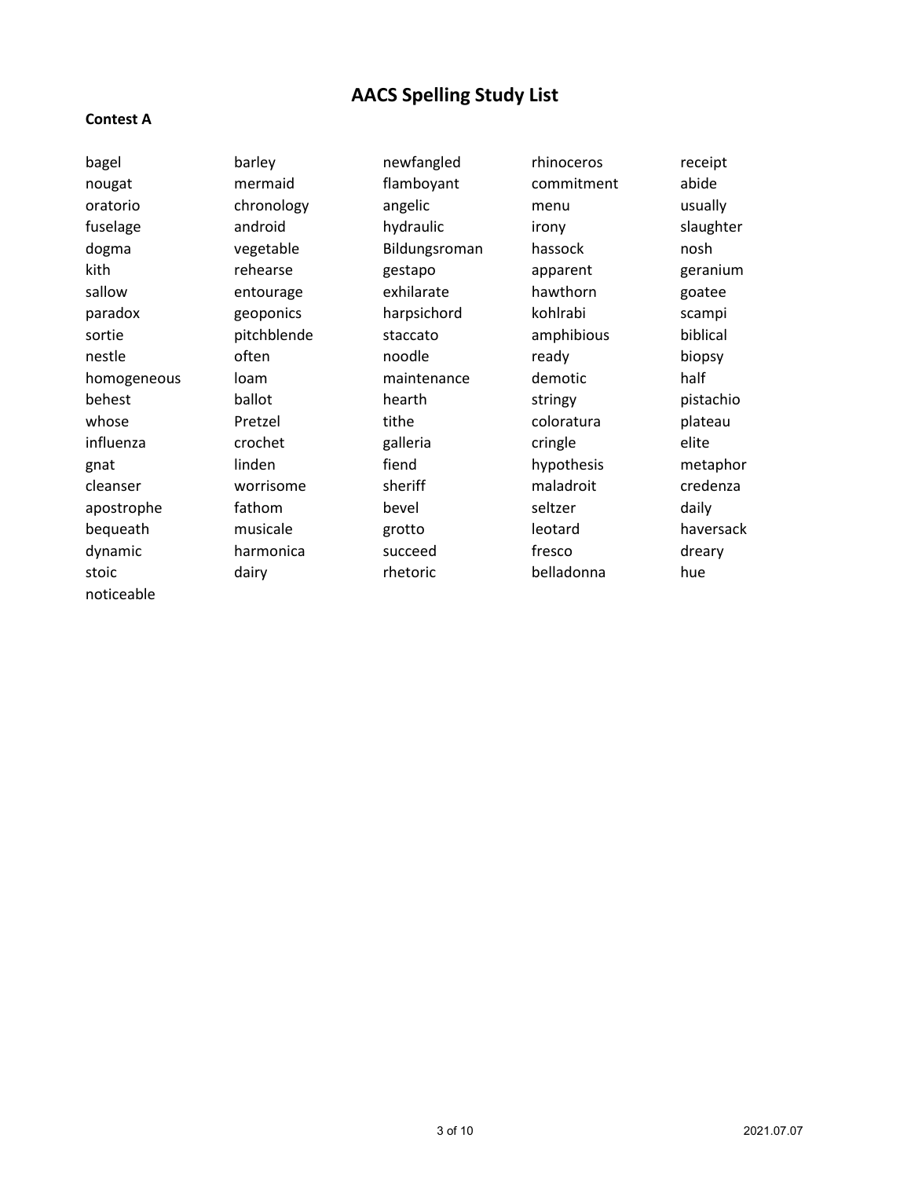# AACS Spelling Study List

**Contest A**

| | | | | |
|---|---|---|---|---|
| bagel | barley | newfangled | rhinoceros | receipt |
| nougat | mermaid | flamboyant | commitment | abide |
| oratorio | chronology | angelic | menu | usually |
| fuselage | android | hydraulic | irony | slaughter |
| dogma | vegetable | Bildungsroman | hassock | nosh |
| kith | rehearse | gestapo | apparent | geranium |
| sallow | entourage | exhilarate | hawthorn | goatee |
| paradox | geoponics | harpsichord | kohlrabi | scampi |
| sortie | pitchblende | staccato | amphibious | biblical |
| nestle | often | noodle | ready | biopsy |
| homogeneous | loam | maintenance | demotic | half |
| behest | ballot | hearth | stringy | pistachio |
| whose | Pretzel | tithe | coloratura | plateau |
| influenza | crochet | galleria | cringle | elite |
| gnat | linden | fiend | hypothesis | metaphor |
| cleanser | worrisome | sheriff | maladroit | credenza |
| apostrophe | fathom | bevel | seltzer | daily |
| bequeath | musicale | grotto | leotard | haversack |
| dynamic | harmonica | succeed | fresco | dreary |
| stoic | dairy | rhetoric | belladonna | hue |
| noticeable | | | | |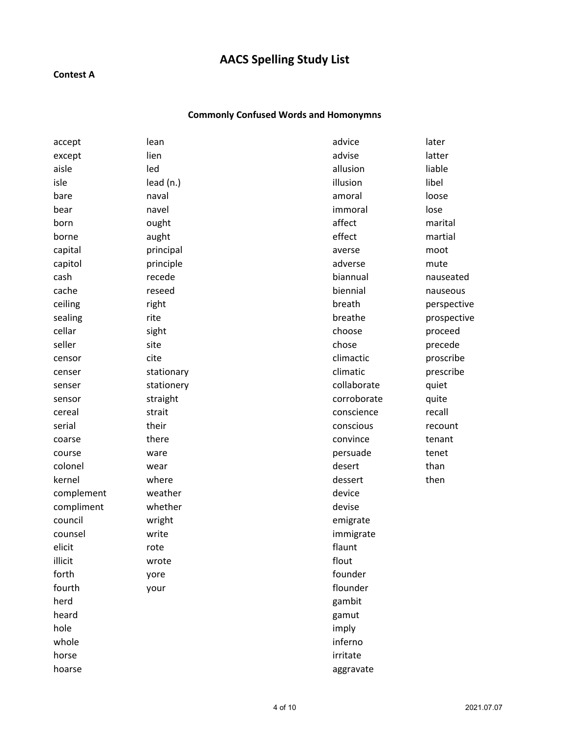# AACS Spelling Study List

**Contest A**

## Commonly Confused Words and Homonymns

accept
except
aisle
isle
bare
bear
born
borne
capital
capitol
cash
cache
ceiling
sealing
cellar
seller
censor
censer
senser
sensor
cereal
serial
coarse
course
colonel
kernel
complement
compliment
council
counsel
elicit
illicit
forth
fourth
herd
heard
hole
whole
horse
hoarse

lean
lien
led
lead (n.)
naval
navel
ought
aught
principal
principle
recede
reseed
right
rite
sight
site
cite
stationary
stationery
straight
strait
their
there
ware
wear
where
weather
whether
wright
write
rote
wrote
yore
your

advice
advise
allusion
illusion
amoral
immoral
affect
effect
averse
adverse
biannual
biennial
breath
breathe
choose
chose
climactic
climatic
collaborate
corroborate
conscience
conscious
convince
persuade
desert
dessert
device
devise
emigrate
immigrate
flaunt
flout
founder
flounder
gambit
gamut
imply
inferno
irritate
aggravate

later
latter
liable
libel
loose
lose
marital
martial
moot
mute
nauseated
nauseous
perspective
prospective
proceed
precede
proscribe
prescribe
quiet
quite
recall
recount
tenant
tenet
than
then

2021.07.07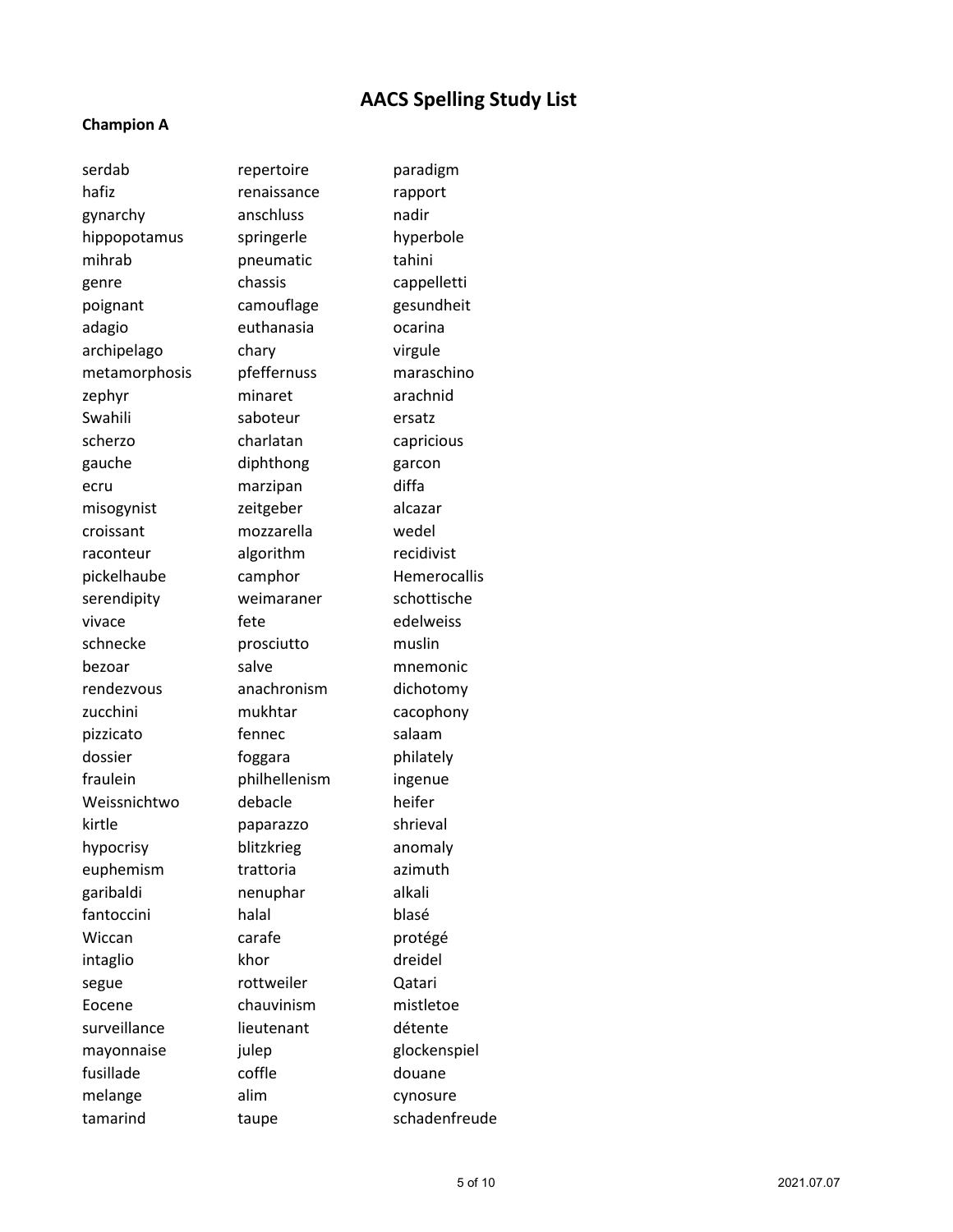# AACS Spelling Study List

**Champion A**

serdab
hafiz
gynarchy
hippopotamus
mihrab
genre
poignant
adagio
archipelago
metamorphosis
zephyr
Swahili
scherzo
gauche
ecru
misogynist
croissant
raconteur
pickelhaube
serendipity
vivace
schnecke
bezoar
rendezvous
zucchini
pizzicato
dossier
fraulein
Weissnichtwo
kirtle
hypocrisy
euphemism
garibaldi
fantoccini
Wiccan
intaglio
segue
Eocene
surveillance
mayonnaise
fusillade
melange
tamarind
repertoire
renaissance
anschluss
springerle
pneumatic
chassis
camouflage
euthanasia
chary
pfeffernuss
minaret
saboteur
charlatan
diphthong
marzipan
zeitgeber
mozzarella
algorithm
camphor
weimaraner
fete
prosciutto
salve
anachronism
mukhtar
fennec
foggara
philhellenism
debacle
paparazzo
blitzkrieg
trattoria
nenuphar
halal
carafe
khor
rottweiler
chauvinism
lieutenant
julep
coffle
alim
taupe
paradigm
rapport
nadir
hyperbole
tahini
cappelletti
gesundheit
ocarina
virgule
maraschino
arachnid
ersatz
capricious
garcon
diffa
alcazar
wedel
recidivist
Hemerocallis
schottische
edelweiss
muslin
mnemonic
dichotomy
cacophony
salaam
philately
ingenue
heifer
shrieval
anomaly
azimuth
alkali
blasé
protégé
dreidel
Qatari
mistletoe
détente
glockenspiel
douane
cynosure
schadenfreude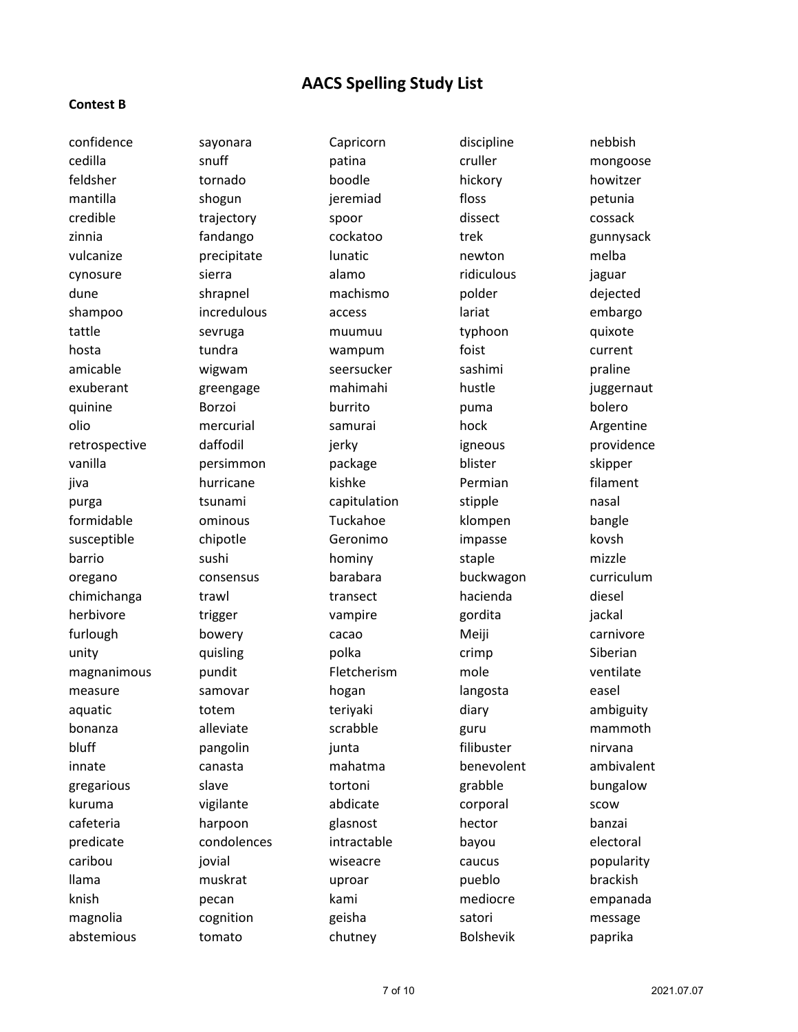# AACS Spelling Study List

**Contest B**

confidence
cedilla
feldsher
mantilla
credible
zinnia
vulcanize
cynosure
dune
shampoo
tattle
hosta
amicable
exuberant
quinine
olio
retrospective
vanilla
jiva
purga
formidable
susceptible
barrio
oregano
chimichanga
herbivore
furlough
unity
magnanimous
measure
aquatic
bonanza
bluff
innate
gregarious
kuruma
cafeteria
predicate
caribou
llama
knish
magnolia
abstemious
sayonara
snuff
tornado
shogun
trajectory
fandango
precipitate
sierra
shrapnel
incredulous
sevruga
tundra
wigwam
greengage
Borzoi
mercurial
daffodil
persimmon
hurricane
tsunami
ominous
chipotle
sushi
consensus
trawl
trigger
bowery
quisling
pundit
samovar
totem
alleviate
pangolin
canasta
slave
vigilante
harpoon
condolences
jovial
muskrat
pecan
cognition
tomato
Capricorn
patina
boodle
jeremiad
spoor
cockatoo
lunatic
alamo
machismo
access
muumuu
wampum
seersucker
mahimahi
burrito
samurai
jerky
package
kishke
capitulation
Tuckahoe
Geronimo
hominy
barabara
transect
vampire
cacao
polka
Fletcherism
hogan
teriyaki
scrabble
junta
mahatma
tortoni
abdicate
glasnost
intractable
wiseacre
uproar
kami
geisha
chutney
discipline
cruller
hickory
floss
dissect
trek
newton
ridiculous
polder
lariat
typhoon
foist
sashimi
hustle
puma
hock
igneous
blister
Permian
stipple
klompen
impasse
staple
buckwagon
hacienda
gordita
Meiji
crimp
mole
langosta
diary
guru
filibuster
benevolent
grabble
corporal
hector
bayou
caucus
pueblo
mediocre
satori
Bolshevik
nebbish
mongoose
howitzer
petunia
cossack
gunnysack
melba
jaguar
dejected
embargo
quixote
current
praline
juggernaut
bolero
Argentine
providence
skipper
filament
nasal
bangle
kovsh
mizzle
curriculum
diesel
jackal
carnivore
Siberian
ventilate
easel
ambiguity
mammoth
nirvana
ambivalent
bungalow
scow
banzai
electoral
popularity
brackish
empanada
message
paprika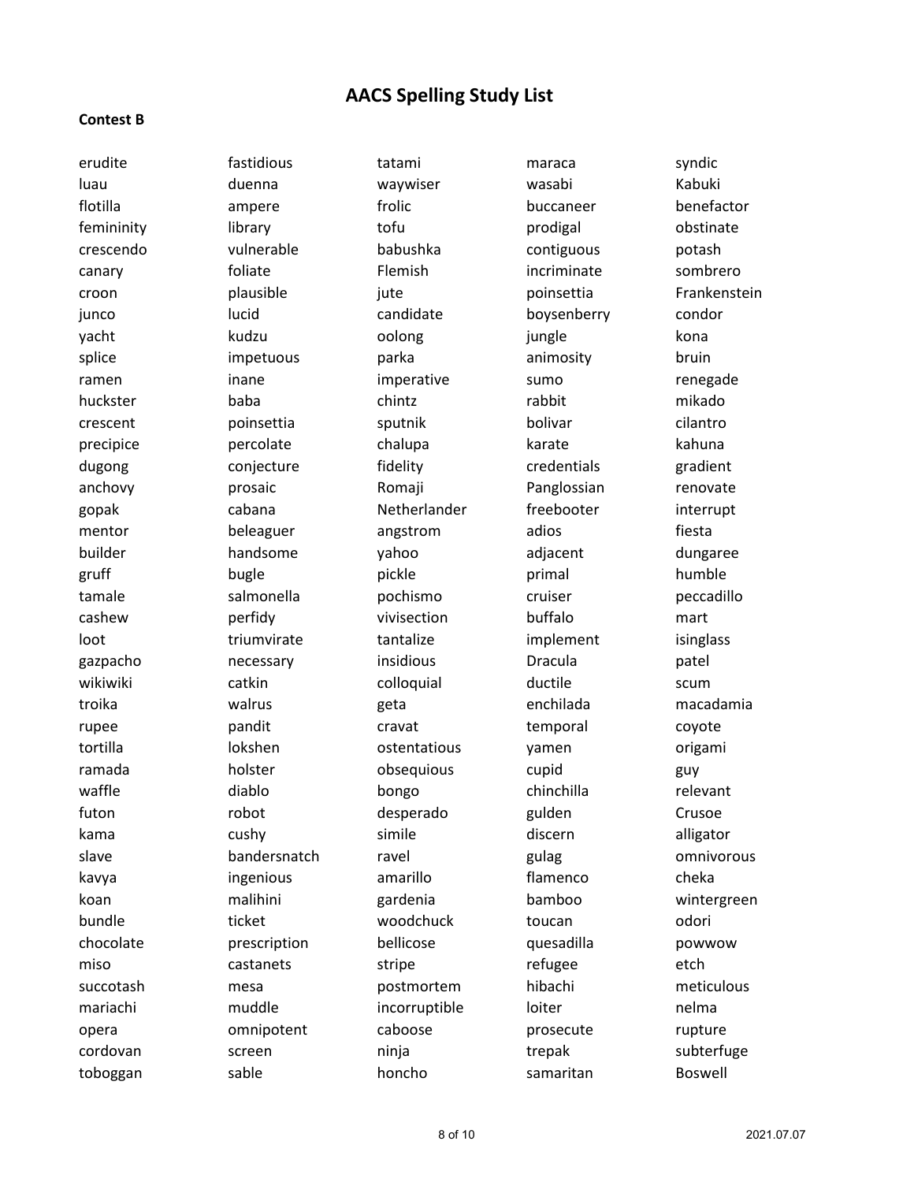# AACS Spelling Study List

**Contest B**

erudite
luau
flotilla
femininity
crescendo
canary
croon
junco
yacht
splice
ramen
huckster
crescent
precipice
dugong
anchovy
gopak
mentor
builder
gruff
tamale
cashew
loot
gazpacho
wikiwiki
troika
rupee
tortilla
ramada
waffle
futon
kama
slave
kavya
koan
bundle
chocolate
miso
succotash
mariachi
opera
cordovan
toboggan
fastidious
duenna
ampere
library
vulnerable
foliate
plausible
lucid
kudzu
impetuous
inane
baba
poinsettia
percolate
conjecture
prosaic
cabana
beleaguer
handsome
bugle
salmonella
perfidy
triumvirate
necessary
catkin
walrus
pandit
lokshen
holster
diablo
robot
cushy
bandersnatch
ingenious
malihini
ticket
prescription
castanets
mesa
muddle
omnipotent
screen
sable
tatami
waywiser
frolic
tofu
babushka
Flemish
jute
candidate
oolong
parka
imperative
chintz
sputnik
chalupa
fidelity
Romaji
Netherlander
angstrom
yahoo
pickle
pochismo
vivisection
tantalize
insidious
colloquial
geta
cravat
ostentatious
obsequious
bongo
desperado
simile
ravel
amarillo
gardenia
woodchuck
bellicose
stripe
postmortem
incorruptible
caboose
ninja
honcho
maraca
wasabi
buccaneer
prodigal
contiguous
incriminate
poinsettia
boysenberry
jungle
animosity
sumo
rabbit
bolivar
karate
credentials
Panglossian
freebooter
adios
adjacent
primal
cruiser
buffalo
implement
Dracula
ductile
enchilada
temporal
yamen
cupid
chinchilla
gulden
discern
gulag
flamenco
bamboo
toucan
quesadilla
refugee
hibachi
loiter
prosecute
trepak
samaritan
syndic
Kabuki
benefactor
obstinate
potash
sombrero
Frankenstein
condor
kona
bruin
renegade
mikado
cilantro
kahuna
gradient
renovate
interrupt
fiesta
dungaree
humble
peccadillo
mart
isinglass
patel
scum
macadamia
coyote
origami
guy
relevant
Crusoe
alligator
omnivorous
cheka
wintergreen
odori
powwow
etch
meticulous
nelma
rupture
subterfuge
Boswell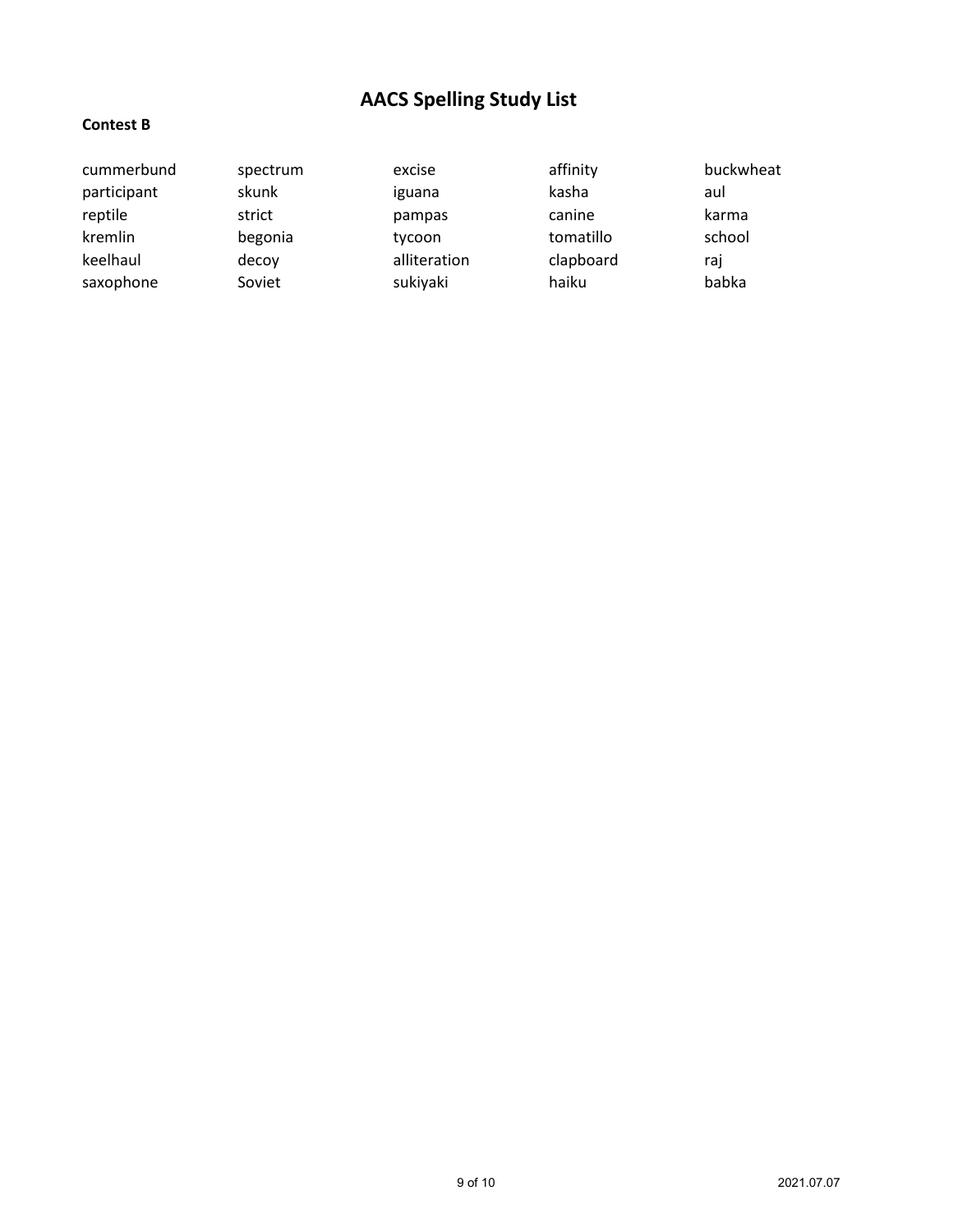# AACS Spelling Study List

**Contest B**

| | | | | |
|---|---|---|---|---|
| cummerbund | spectrum | excise | affinity | buckwheat |
| participant | skunk | iguana | kasha | aul |
| reptile | strict | pampas | canine | karma |
| kremlin | begonia | tycoon | tomatillo | school |
| keelhaul | decoy | alliteration | clapboard | raj |
| saxophone | Soviet | sukiyaki | haiku | babka |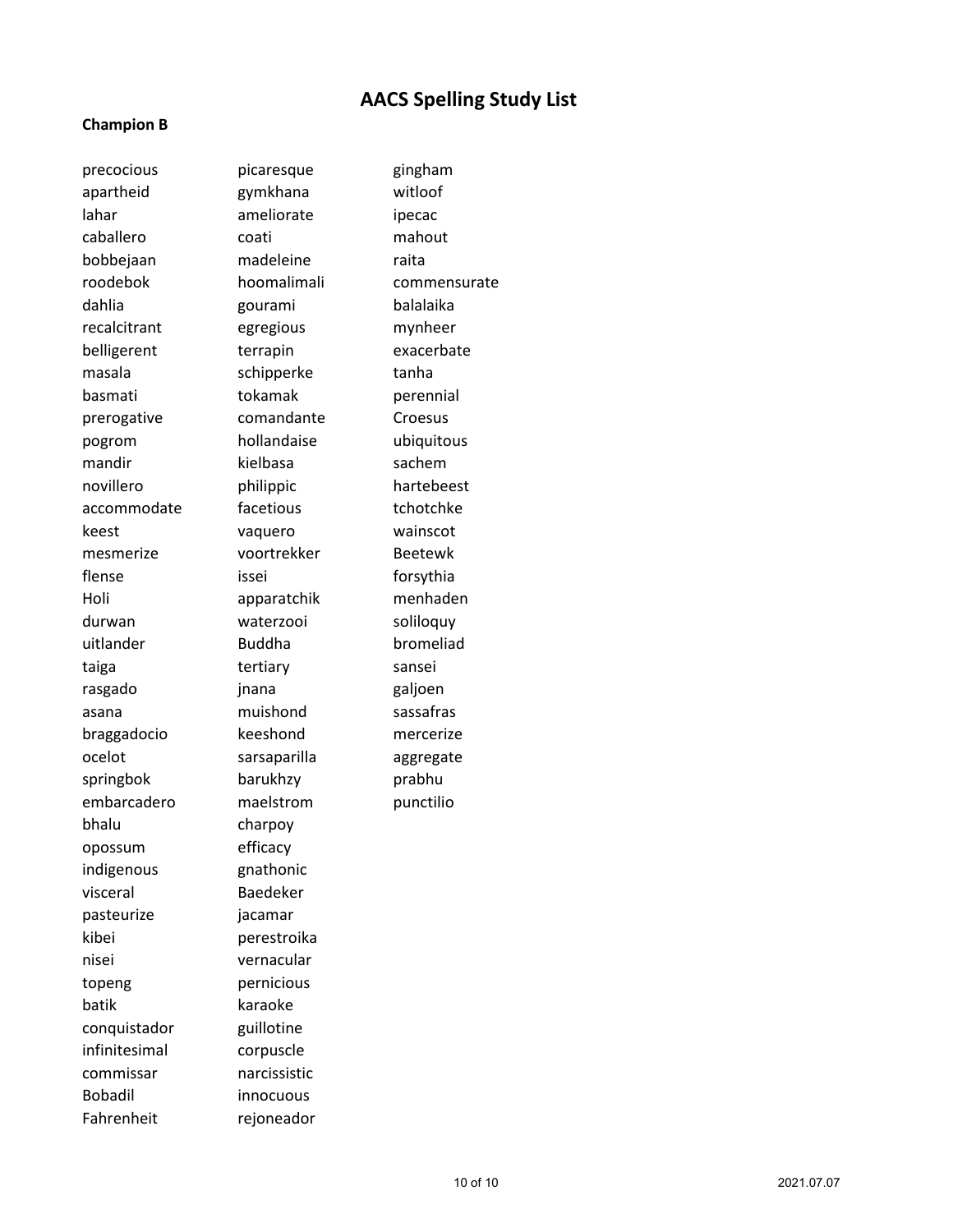# AACS Spelling Study List

**Champion B**

precocious
apartheid
lahar
caballero
bobbejaan
roodebok
dahlia
recalcitrant
belligerent
masala
basmati
prerogative
pogrom
mandir
novillero
accommodate
keest
mesmerize
flense
Holi
durwan
uitlander
taiga
rasgado
asana
braggadocio
ocelot
springbok
embarcadero
bhalu
opossum
indigenous
visceral
pasteurize
kibei
nisei
topeng
batik
conquistador
infinitesimal
commissar
Bobadil
Fahrenheit
picaresque
gymkhana
ameliorate
coati
madeleine
hoomalimali
gourami
egregious
terrapin
schipperke
tokamak
comandante
hollandaise
kielbasa
philippic
facetious
vaquero
voortrekker
issei
apparatchik
waterzooi
Buddha
tertiary
jnana
muishond
keeshond
sarsaparilla
barukhzy
maelstrom
charpoy
efficacy
gnathonic
Baedeker
jacamar
perestroika
vernacular
pernicious
karaoke
guillotine
corpuscle
narcissistic
innocuous
rejoneador
gingham
witloof
ipecac
mahout
raita
commensurate
balalaika
mynheer
exacerbate
tanha
perennial
Croesus
ubiquitous
sachem
hartebeest
tchotchke
wainscot
Beetewk
forsythia
menhaden
soliloquy
bromeliad
sansei
galjoen
sassafras
mercerize
aggregate
prabhu
punctilio